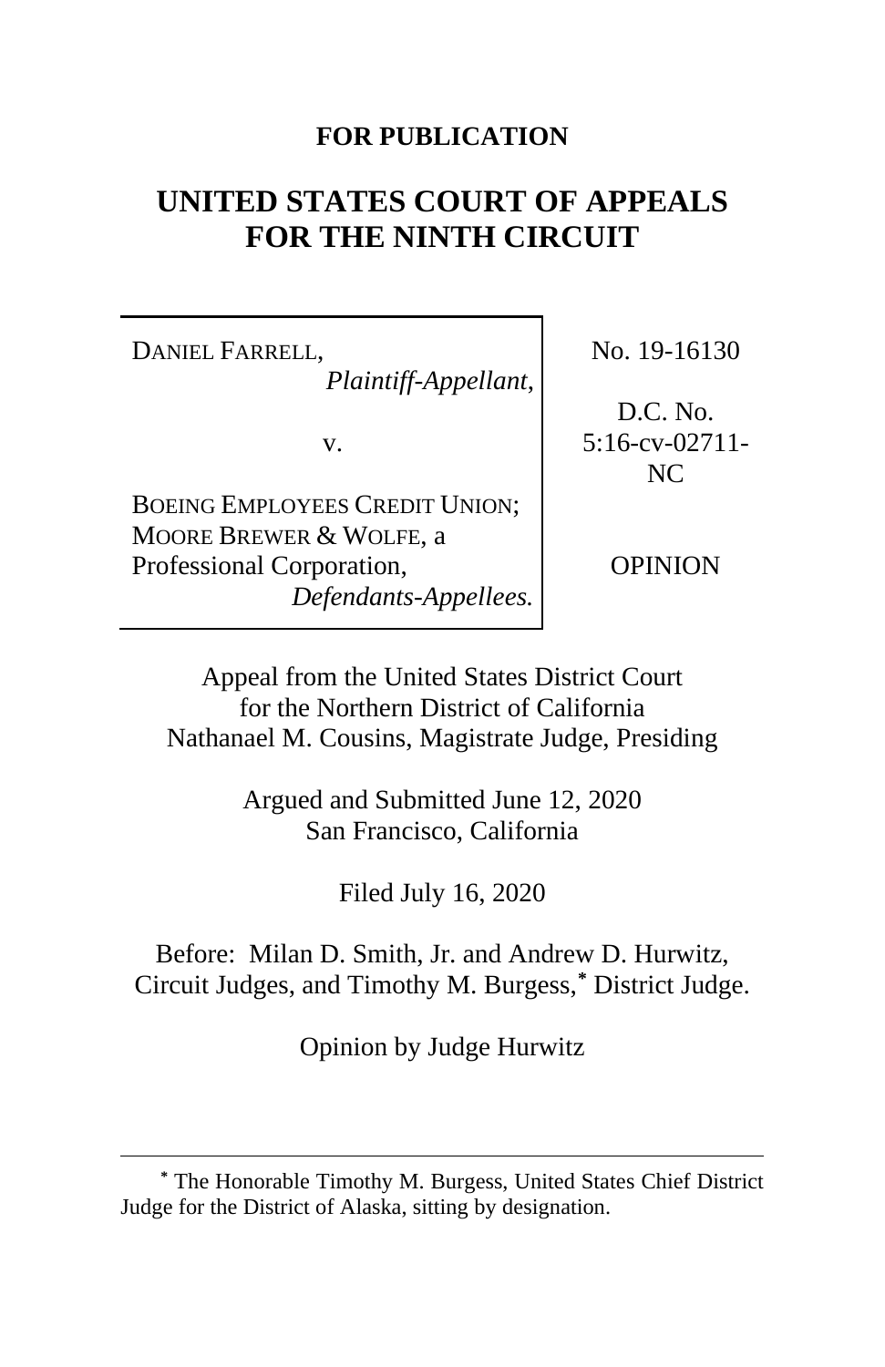**FOR PUBLICATION**

# UNITED STATES COURT OF APPEALS FOR THE NINTH CIRCUIT

| | |
|---|---|
| DANIEL FARRELL, *Plaintiff-Appellant*, v. BOEING EMPLOYEES CREDIT UNION; MOORE BREWER & WOLFE, a Professional Corporation, *Defendants-Appellees.* | No. 19-16130 D.C. No. 5:16-cv-02711-NC OPINION |

Appeal from the United States District Court for the Northern District of California
Nathanael M. Cousins, Magistrate Judge, Presiding

Argued and Submitted June 12, 2020
San Francisco, California

Filed July 16, 2020

Before: Milan D. Smith, Jr. and Andrew D. Hurwitz, Circuit Judges, and Timothy M. Burgess,* District Judge.

Opinion by Judge Hurwitz

---

* The Honorable Timothy M. Burgess, United States Chief District Judge for the District of Alaska, sitting by designation.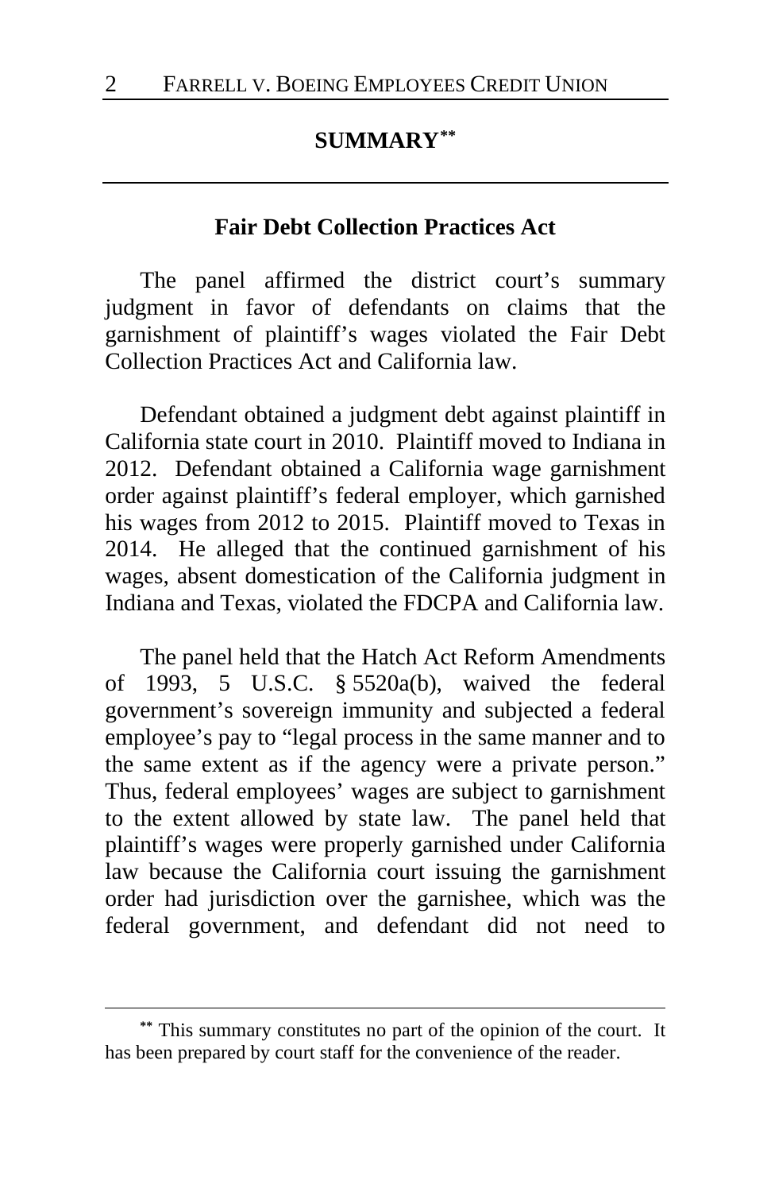# SUMMARY[**]

## Fair Debt Collection Practices Act

The panel affirmed the district court's summary judgment in favor of defendants on claims that the garnishment of plaintiff's wages violated the Fair Debt Collection Practices Act and California law.

Defendant obtained a judgment debt against plaintiff in California state court in 2010. Plaintiff moved to Indiana in 2012. Defendant obtained a California wage garnishment order against plaintiff's federal employer, which garnished his wages from 2012 to 2015. Plaintiff moved to Texas in 2014. He alleged that the continued garnishment of his wages, absent domestication of the California judgment in Indiana and Texas, violated the FDCPA and California law.

The panel held that the Hatch Act Reform Amendments of 1993, 5 U.S.C. § 5520a(b), waived the federal government's sovereign immunity and subjected a federal employee's pay to "legal process in the same manner and to the same extent as if the agency were a private person." Thus, federal employees' wages are subject to garnishment to the extent allowed by state law. The panel held that plaintiff's wages were properly garnished under California law because the California court issuing the garnishment order had jurisdiction over the garnishee, which was the federal government, and defendant did not need to

[**] This summary constitutes no part of the opinion of the court. It has been prepared by court staff for the convenience of the reader.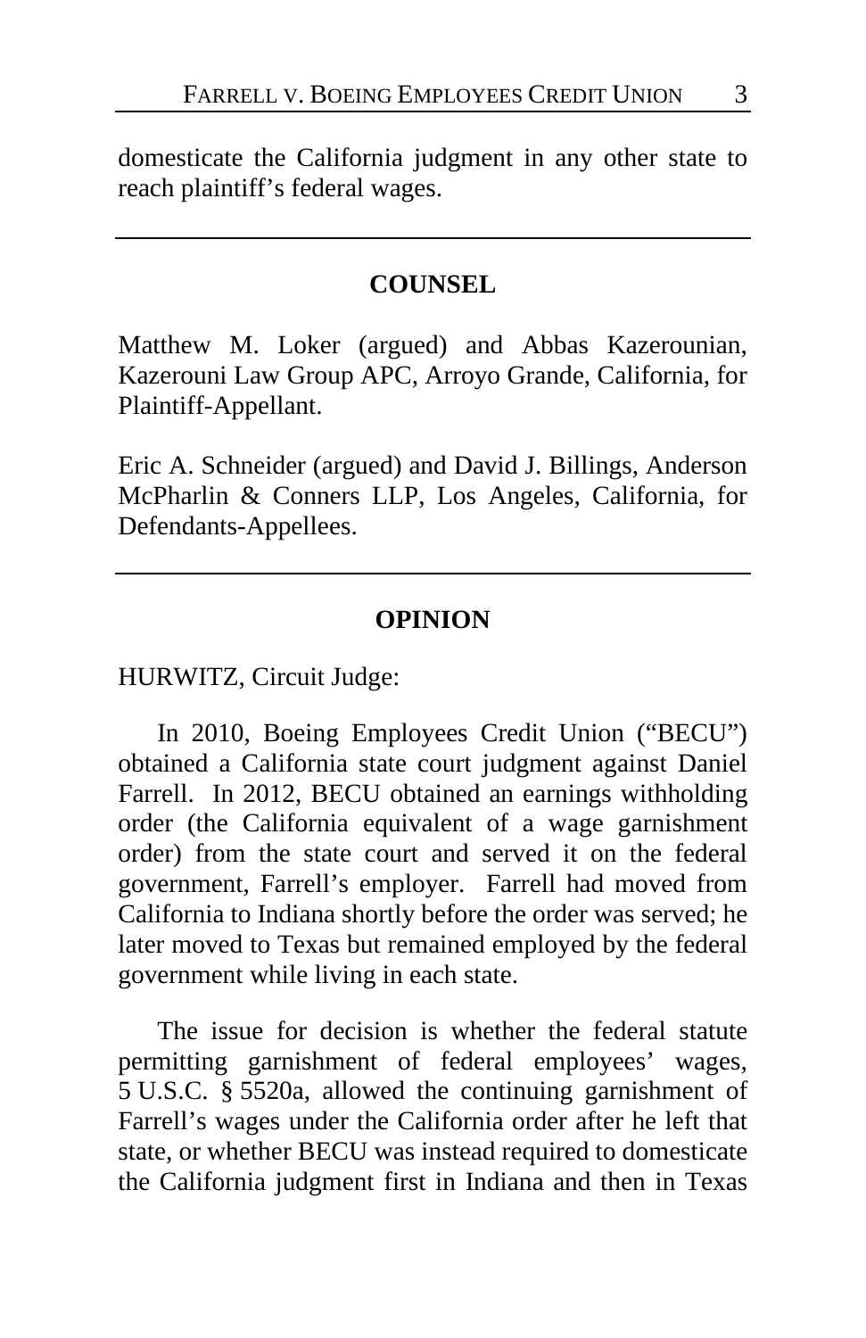domesticate the California judgment in any other state to reach plaintiff's federal wages.

---

## COUNSEL

Matthew M. Loker (argued) and Abbas Kazerounian, Kazerouni Law Group APC, Arroyo Grande, California, for Plaintiff-Appellant.

Eric A. Schneider (argued) and David J. Billings, Anderson McPharlin & Conners LLP, Los Angeles, California, for Defendants-Appellees.

---

## OPINION

HURWITZ, Circuit Judge:

In 2010, Boeing Employees Credit Union ("BECU") obtained a California state court judgment against Daniel Farrell. In 2012, BECU obtained an earnings withholding order (the California equivalent of a wage garnishment order) from the state court and served it on the federal government, Farrell's employer. Farrell had moved from California to Indiana shortly before the order was served; he later moved to Texas but remained employed by the federal government while living in each state.

The issue for decision is whether the federal statute permitting garnishment of federal employees' wages, 5 U.S.C. § 5520a, allowed the continuing garnishment of Farrell's wages under the California order after he left that state, or whether BECU was instead required to domesticate the California judgment first in Indiana and then in Texas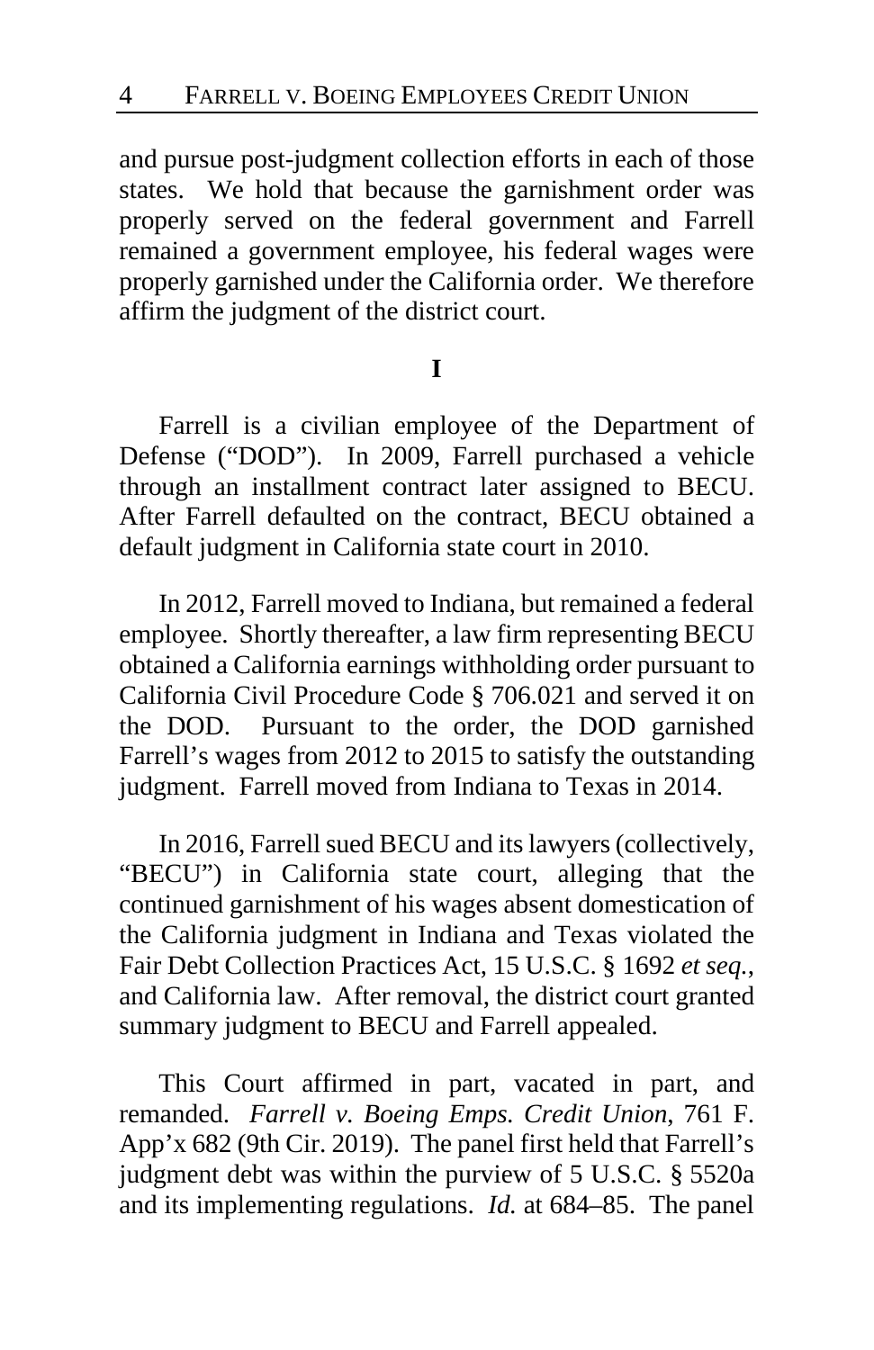and pursue post-judgment collection efforts in each of those states. We hold that because the garnishment order was properly served on the federal government and Farrell remained a government employee, his federal wages were properly garnished under the California order. We therefore affirm the judgment of the district court.

## I

Farrell is a civilian employee of the Department of Defense ("DOD"). In 2009, Farrell purchased a vehicle through an installment contract later assigned to BECU. After Farrell defaulted on the contract, BECU obtained a default judgment in California state court in 2010.

In 2012, Farrell moved to Indiana, but remained a federal employee. Shortly thereafter, a law firm representing BECU obtained a California earnings withholding order pursuant to California Civil Procedure Code § 706.021 and served it on the DOD. Pursuant to the order, the DOD garnished Farrell's wages from 2012 to 2015 to satisfy the outstanding judgment. Farrell moved from Indiana to Texas in 2014.

In 2016, Farrell sued BECU and its lawyers (collectively, "BECU") in California state court, alleging that the continued garnishment of his wages absent domestication of the California judgment in Indiana and Texas violated the Fair Debt Collection Practices Act, 15 U.S.C. § 1692 *et seq.*, and California law. After removal, the district court granted summary judgment to BECU and Farrell appealed.

This Court affirmed in part, vacated in part, and remanded. *Farrell v. Boeing Emps. Credit Union*, 761 F. App'x 682 (9th Cir. 2019). The panel first held that Farrell's judgment debt was within the purview of 5 U.S.C. § 5520a and its implementing regulations. *Id.* at 684–85. The panel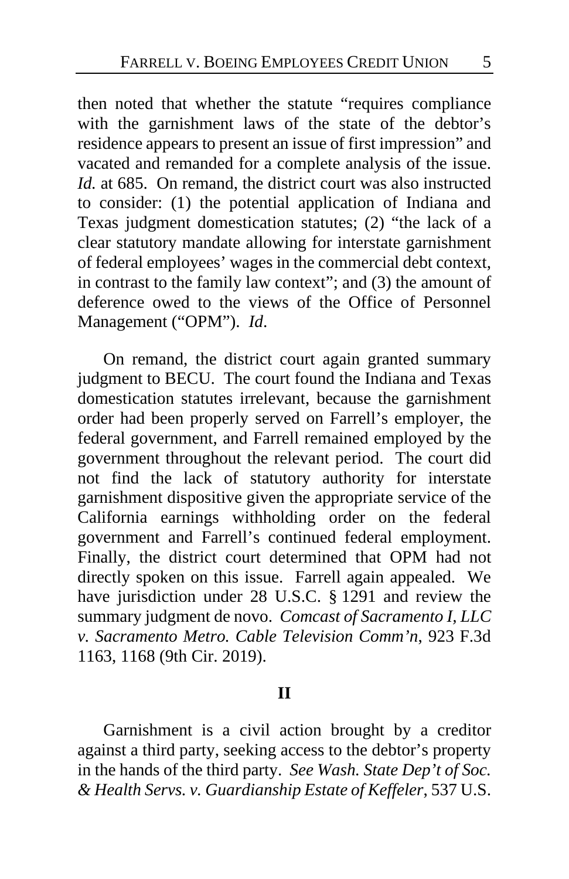then noted that whether the statute "requires compliance with the garnishment laws of the state of the debtor's residence appears to present an issue of first impression" and vacated and remanded for a complete analysis of the issue. *Id.* at 685. On remand, the district court was also instructed to consider: (1) the potential application of Indiana and Texas judgment domestication statutes; (2) "the lack of a clear statutory mandate allowing for interstate garnishment of federal employees' wages in the commercial debt context, in contrast to the family law context"; and (3) the amount of deference owed to the views of the Office of Personnel Management ("OPM"). *Id.*

On remand, the district court again granted summary judgment to BECU. The court found the Indiana and Texas domestication statutes irrelevant, because the garnishment order had been properly served on Farrell's employer, the federal government, and Farrell remained employed by the government throughout the relevant period. The court did not find the lack of statutory authority for interstate garnishment dispositive given the appropriate service of the California earnings withholding order on the federal government and Farrell's continued federal employment. Finally, the district court determined that OPM had not directly spoken on this issue. Farrell again appealed. We have jurisdiction under 28 U.S.C. § 1291 and review the summary judgment de novo. *Comcast of Sacramento I, LLC v. Sacramento Metro. Cable Television Comm'n*, 923 F.3d 1163, 1168 (9th Cir. 2019).

## II

Garnishment is a civil action brought by a creditor against a third party, seeking access to the debtor's property in the hands of the third party. *See Wash. State Dep't of Soc. & Health Servs. v. Guardianship Estate of Keffeler*, 537 U.S.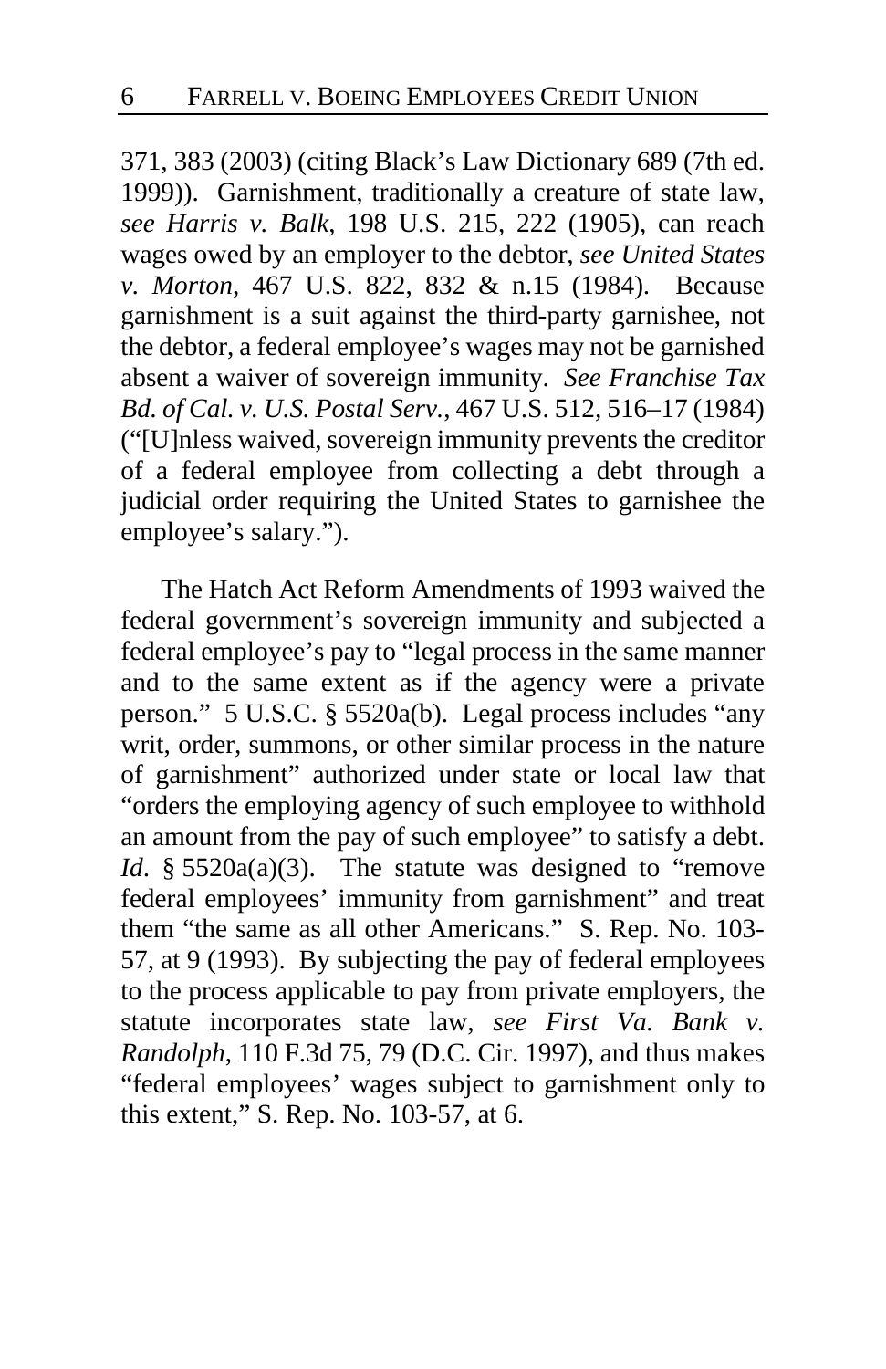371, 383 (2003) (citing Black's Law Dictionary 689 (7th ed. 1999)). Garnishment, traditionally a creature of state law, *see Harris v. Balk*, 198 U.S. 215, 222 (1905), can reach wages owed by an employer to the debtor, *see United States v. Morton*, 467 U.S. 822, 832 & n.15 (1984). Because garnishment is a suit against the third-party garnishee, not the debtor, a federal employee's wages may not be garnished absent a waiver of sovereign immunity. *See Franchise Tax Bd. of Cal. v. U.S. Postal Serv.*, 467 U.S. 512, 516–17 (1984) ("[U]nless waived, sovereign immunity prevents the creditor of a federal employee from collecting a debt through a judicial order requiring the United States to garnishee the employee's salary.").

The Hatch Act Reform Amendments of 1993 waived the federal government's sovereign immunity and subjected a federal employee's pay to "legal process in the same manner and to the same extent as if the agency were a private person." 5 U.S.C. § 5520a(b). Legal process includes "any writ, order, summons, or other similar process in the nature of garnishment" authorized under state or local law that "orders the employing agency of such employee to withhold an amount from the pay of such employee" to satisfy a debt. *Id*. § 5520a(a)(3). The statute was designed to "remove federal employees' immunity from garnishment" and treat them "the same as all other Americans." S. Rep. No. 103-57, at 9 (1993). By subjecting the pay of federal employees to the process applicable to pay from private employers, the statute incorporates state law, *see First Va. Bank v. Randolph*, 110 F.3d 75, 79 (D.C. Cir. 1997), and thus makes "federal employees' wages subject to garnishment only to this extent," S. Rep. No. 103-57, at 6.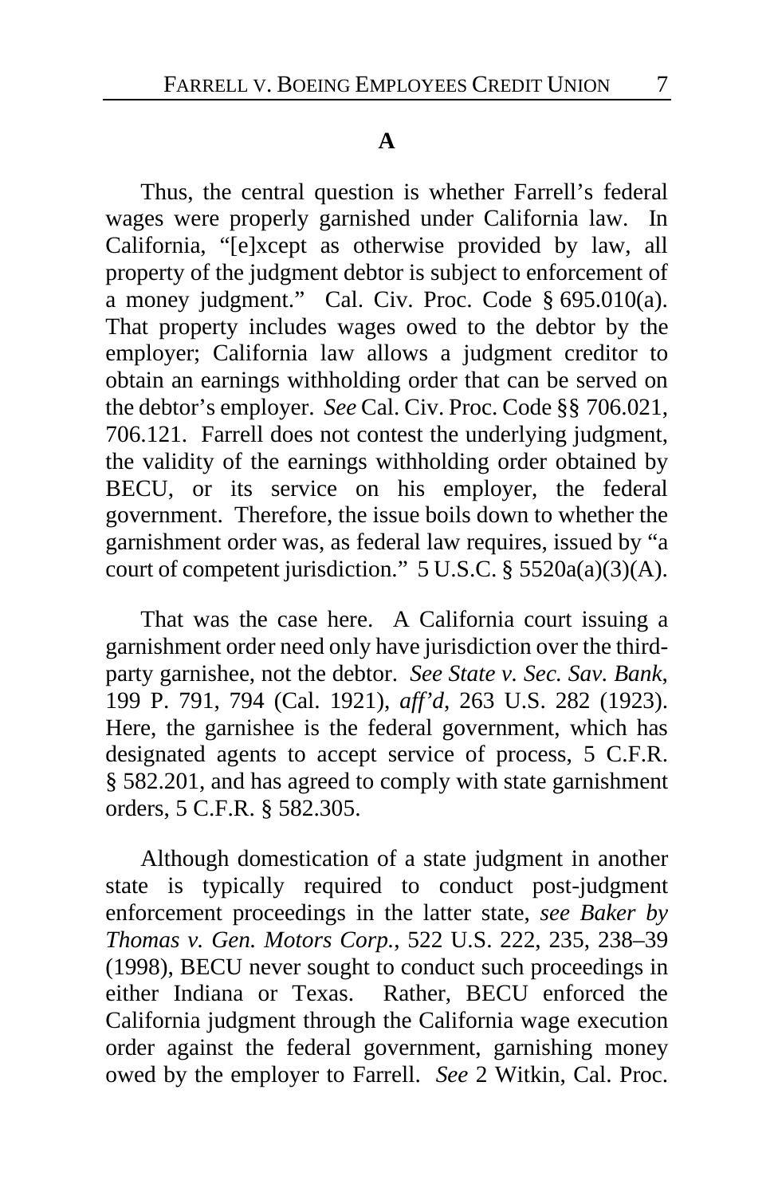## A

Thus, the central question is whether Farrell's federal wages were properly garnished under California law. In California, "[e]xcept as otherwise provided by law, all property of the judgment debtor is subject to enforcement of a money judgment." Cal. Civ. Proc. Code § 695.010(a). That property includes wages owed to the debtor by the employer; California law allows a judgment creditor to obtain an earnings withholding order that can be served on the debtor's employer. *See* Cal. Civ. Proc. Code §§ 706.021, 706.121. Farrell does not contest the underlying judgment, the validity of the earnings withholding order obtained by BECU, or its service on his employer, the federal government. Therefore, the issue boils down to whether the garnishment order was, as federal law requires, issued by "a court of competent jurisdiction." 5 U.S.C. § 5520a(a)(3)(A).

That was the case here. A California court issuing a garnishment order need only have jurisdiction over the third-party garnishee, not the debtor. *See State v. Sec. Sav. Bank*, 199 P. 791, 794 (Cal. 1921), *aff'd*, 263 U.S. 282 (1923). Here, the garnishee is the federal government, which has designated agents to accept service of process, 5 C.F.R. § 582.201, and has agreed to comply with state garnishment orders, 5 C.F.R. § 582.305.

Although domestication of a state judgment in another state is typically required to conduct post-judgment enforcement proceedings in the latter state, *see Baker by Thomas v. Gen. Motors Corp.*, 522 U.S. 222, 235, 238–39 (1998), BECU never sought to conduct such proceedings in either Indiana or Texas. Rather, BECU enforced the California judgment through the California wage execution order against the federal government, garnishing money owed by the employer to Farrell. *See* 2 Witkin, Cal. Proc.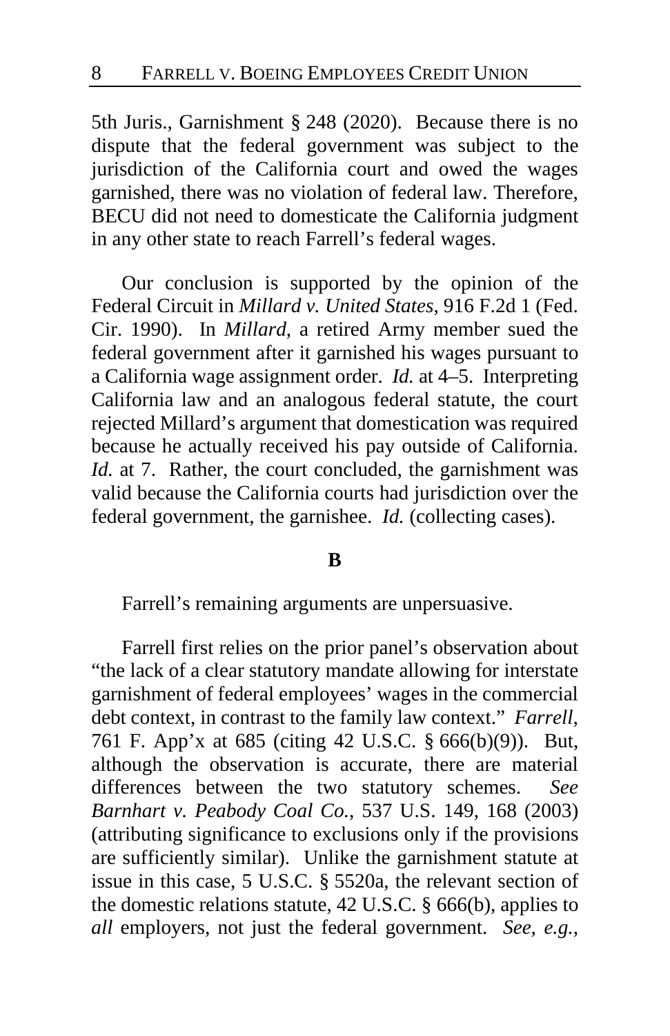5th Juris., Garnishment § 248 (2020). Because there is no dispute that the federal government was subject to the jurisdiction of the California court and owed the wages garnished, there was no violation of federal law. Therefore, BECU did not need to domesticate the California judgment in any other state to reach Farrell's federal wages.

Our conclusion is supported by the opinion of the Federal Circuit in *Millard v. United States*, 916 F.2d 1 (Fed. Cir. 1990). In *Millard*, a retired Army member sued the federal government after it garnished his wages pursuant to a California wage assignment order. *Id.* at 4–5. Interpreting California law and an analogous federal statute, the court rejected Millard's argument that domestication was required because he actually received his pay outside of California. *Id.* at 7. Rather, the court concluded, the garnishment was valid because the California courts had jurisdiction over the federal government, the garnishee. *Id.* (collecting cases).

**B**

Farrell's remaining arguments are unpersuasive.

Farrell first relies on the prior panel's observation about "the lack of a clear statutory mandate allowing for interstate garnishment of federal employees' wages in the commercial debt context, in contrast to the family law context." *Farrell*, 761 F. App'x at 685 (citing 42 U.S.C. § 666(b)(9)). But, although the observation is accurate, there are material differences between the two statutory schemes. *See Barnhart v. Peabody Coal Co.*, 537 U.S. 149, 168 (2003) (attributing significance to exclusions only if the provisions are sufficiently similar). Unlike the garnishment statute at issue in this case, 5 U.S.C. § 5520a, the relevant section of the domestic relations statute, 42 U.S.C. § 666(b), applies to *all* employers, not just the federal government. *See, e.g.*,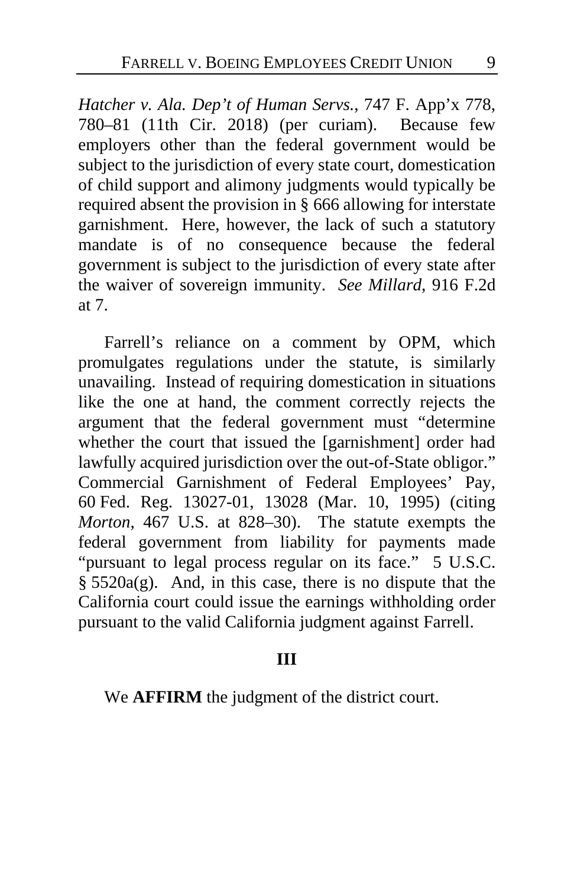*Hatcher v. Ala. Dep't of Human Servs.*, 747 F. App'x 778, 780–81 (11th Cir. 2018) (per curiam). Because few employers other than the federal government would be subject to the jurisdiction of every state court, domestication of child support and alimony judgments would typically be required absent the provision in § 666 allowing for interstate garnishment. Here, however, the lack of such a statutory mandate is of no consequence because the federal government is subject to the jurisdiction of every state after the waiver of sovereign immunity. *See Millard*, 916 F.2d at 7.

Farrell's reliance on a comment by OPM, which promulgates regulations under the statute, is similarly unavailing. Instead of requiring domestication in situations like the one at hand, the comment correctly rejects the argument that the federal government must "determine whether the court that issued the [garnishment] order had lawfully acquired jurisdiction over the out-of-State obligor." Commercial Garnishment of Federal Employees' Pay, 60 Fed. Reg. 13027-01, 13028 (Mar. 10, 1995) (citing *Morton*, 467 U.S. at 828–30). The statute exempts the federal government from liability for payments made "pursuant to legal process regular on its face." 5 U.S.C. § 5520a(g). And, in this case, there is no dispute that the California court could issue the earnings withholding order pursuant to the valid California judgment against Farrell.

## III

We **AFFIRM** the judgment of the district court.